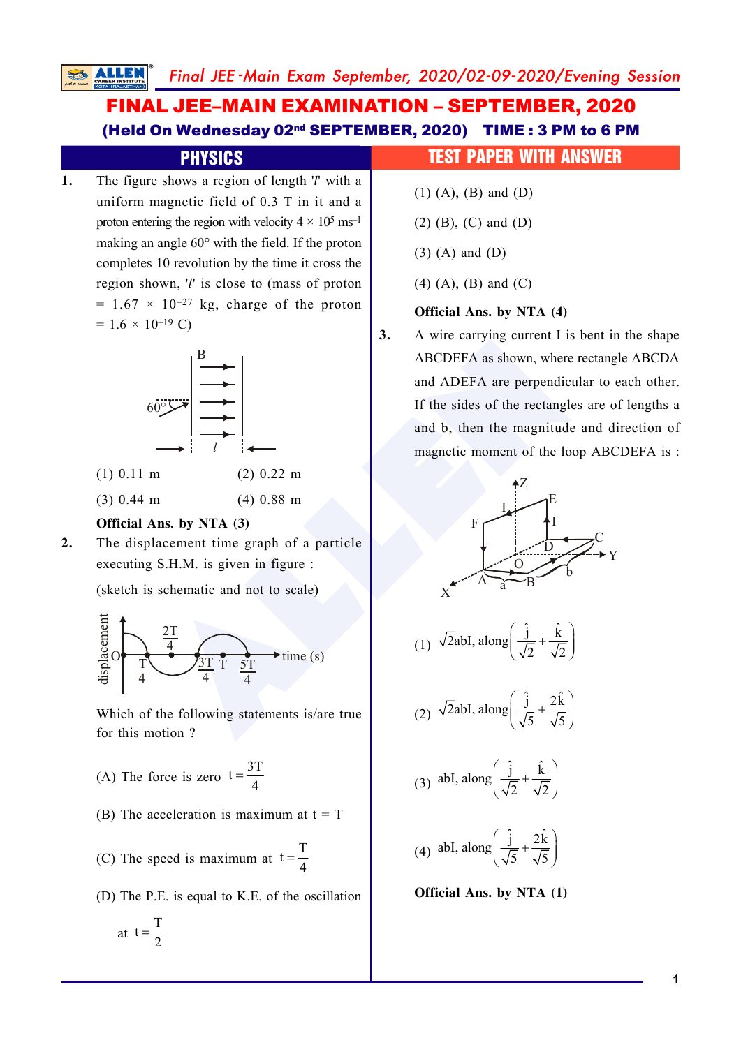# FINAL JEE–MAIN EXAMINATION – SEPTEMBER, 2020

## (Held On Wednesday 02[nd] SEPTEMBER, 2020) TIME : 3 PM to 6 PM

## PHYSICS — TEST PAPER WITH ANSWER

**1.** The figure shows a region of length '$l$' with a uniform magnetic field of 0.3 T in it and a proton entering the region with velocity $4 \times 10^5$ ms$^{-1}$ making an angle 60° with the field. If the proton completes 10 revolution by the time it cross the region shown, '$l$' is close to (mass of proton $= 1.67 \times 10^{-27}$ kg, charge of the proton $= 1.6 \times 10^{-19}$ C)

(1) 0.11 m (2) 0.22 m

(3) 0.44 m (4) 0.88 m

**Official Ans. by NTA (3)**

**2.** The displacement time graph of a particle executing S.H.M. is given in figure :

(sketch is schematic and not to scale)

Which of the following statements is/are true for this motion ?

(A) The force is zero $t = \frac{3T}{4}$

(B) The acceleration is maximum at t = T

(C) The speed is maximum at $t = \frac{T}{4}$

(D) The P.E. is equal to K.E. of the oscillation at $t = \frac{T}{2}$

(1) (A), (B) and (D)

(2) (B), (C) and (D)

(3) (A) and (D)

(4) (A), (B) and (C)

**Official Ans. by NTA (4)**

**3.** A wire carrying current I is bent in the shape ABCDEFA as shown, where rectangle ABCDA and ADEFA are perpendicular to each other. If the sides of the rectangles are of lengths a and b, then the magnitude and direction of magnetic moment of the loop ABCDEFA is :

(1) $\sqrt{2}abI$, along $\left(\frac{\hat{j}}{\sqrt{2}} + \frac{\hat{k}}{\sqrt{2}}\right)$

(2) $\sqrt{2}abI$, along $\left(\frac{\hat{j}}{\sqrt{5}} + \frac{2\hat{k}}{\sqrt{5}}\right)$

(3) $abI$, along $\left(\frac{\hat{j}}{\sqrt{2}} + \frac{\hat{k}}{\sqrt{2}}\right)$

(4) $abI$, along $\left(\frac{\hat{j}}{\sqrt{5}} + \frac{2\hat{k}}{\sqrt{5}}\right)$

**Official Ans. by NTA (1)**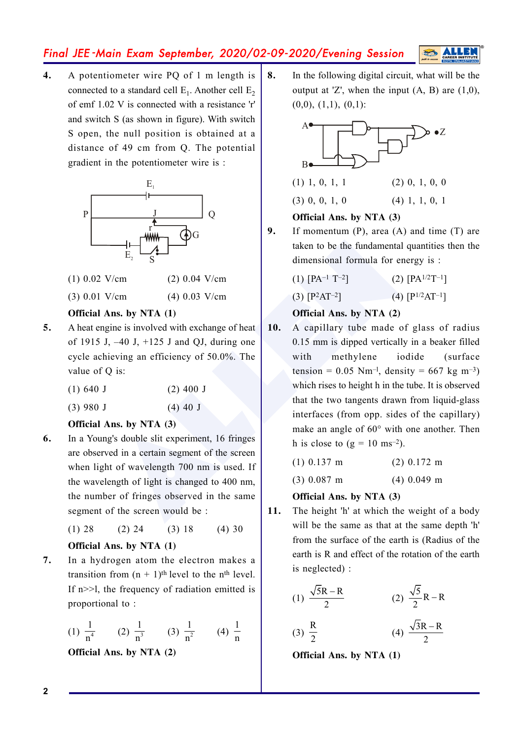**4.** A potentiometer wire PQ of 1 m length is connected to a standard cell $E_1$. Another cell $E_2$ of emf 1.02 V is connected with a resistance 'r' and switch S (as shown in figure). With switch S open, the null position is obtained at a distance of 49 cm from Q. The potential gradient in the potentiometer wire is :

(1) 0.02 V/cm (2) 0.04 V/cm

(3) 0.01 V/cm (4) 0.03 V/cm

**Official Ans. by NTA (1)**

**5.** A heat engine is involved with exchange of heat of 1915 J, –40 J, +125 J and QJ, during one cycle achieving an efficiency of 50.0%. The value of Q is:

(1) 640 J (2) 400 J

(3) 980 J (4) 40 J

**Official Ans. by NTA (3)**

**6.** In a Young's double slit experiment, 16 fringes are observed in a certain segment of the screen when light of wavelength 700 nm is used. If the wavelength of light is changed to 400 nm, the number of fringes observed in the same segment of the screen would be :

(1) 28 (2) 24 (3) 18 (4) 30

**Official Ans. by NTA (1)**

**7.** In a hydrogen atom the electron makes a transition from $(n + 1)^{th}$ level to the $n^{th}$ level. If n>>l, the frequency of radiation emitted is proportional to :

(1) $\frac{1}{n^4}$ (2) $\frac{1}{n^3}$ (3) $\frac{1}{n^2}$ (4) $\frac{1}{n}$

**Official Ans. by NTA (2)**

**8.** In the following digital circuit, what will be the output at 'Z', when the input (A, B) are (1,0), (0,0), (1,1), (0,1):

(1) 1, 0, 1, 1 (2) 0, 1, 0, 0

(3) 0, 0, 1, 0 (4) 1, 1, 0, 1

**Official Ans. by NTA (3)**

**9.** If momentum (P), area (A) and time (T) are taken to be the fundamental quantities then the dimensional formula for energy is :

(1) $[PA^{-1} T^{-2}]$ (2) $[PA^{1/2}T^{-1}]$

(3) $[P^2AT^{-2}]$ (4) $[P^{1/2}AT^{-1}]$

**Official Ans. by NTA (2)**

**10.** A capillary tube made of glass of radius 0.15 mm is dipped vertically in a beaker filled with methylene iodide (surface tension = 0.05 $Nm^{-1}$, density = 667 kg $m^{-3}$) which rises to height h in the tube. It is observed that the two tangents drawn from liquid-glass interfaces (from opp. sides of the capillary) make an angle of 60° with one another. Then h is close to (g = 10 $ms^{-2}$).

(1) 0.137 m (2) 0.172 m

(3) 0.087 m (4) 0.049 m

**Official Ans. by NTA (3)**

**11.** The height 'h' at which the weight of a body will be the same as that at the same depth 'h' from the surface of the earth is (Radius of the earth is R and effect of the rotation of the earth is neglected) :

(1) $\frac{\sqrt{5}R - R}{2}$ (2) $\frac{\sqrt{5}}{2}R - R$

(3) $\frac{R}{2}$ (4) $\frac{\sqrt{3}R - R}{2}$

**Official Ans. by NTA (1)**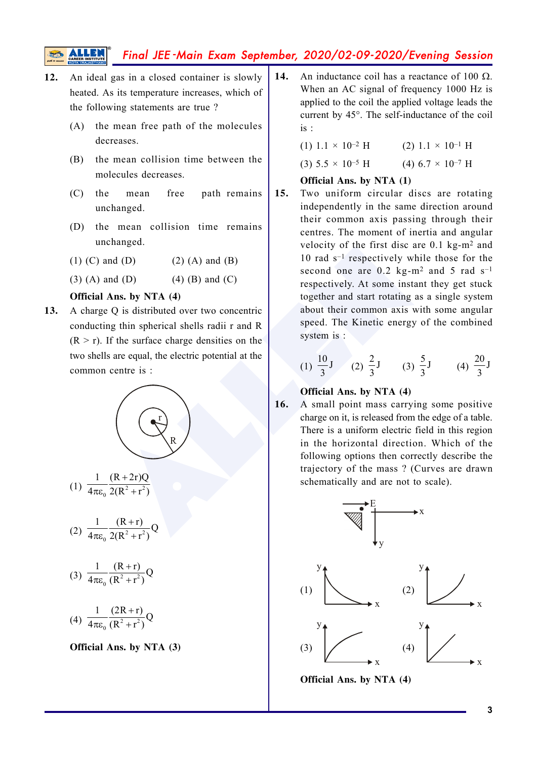**12.** An ideal gas in a closed container is slowly heated. As its temperature increases, which of the following statements are true ?

(A) the mean free path of the molecules decreases.

(B) the mean collision time between the molecules decreases.

(C) the mean free path remains unchanged.

(D) the mean collision time remains unchanged.

(1) (C) and (D) (2) (A) and (B)

(3) (A) and (D) (4) (B) and (C)

**Official Ans. by NTA (4)**

**13.** A charge Q is distributed over two concentric conducting thin spherical shells radii r and R (R > r). If the surface charge densities on the two shells are equal, the electric potential at the common centre is :

(1) $\frac{1}{4\pi\varepsilon_0}\frac{(R+2r)Q}{2(R^2+r^2)}$

(2) $\frac{1}{4\pi\varepsilon_0}\frac{(R+r)}{2(R^2+r^2)}Q$

(3) $\frac{1}{4\pi\varepsilon_0}\frac{(R+r)}{(R^2+r^2)}Q$

(4) $\frac{1}{4\pi\varepsilon_0}\frac{(2R+r)}{(R^2+r^2)}Q$

**Official Ans. by NTA (3)**

**14.** An inductance coil has a reactance of 100 Ω. When an AC signal of frequency 1000 Hz is applied to the coil the applied voltage leads the current by 45°. The self-inductance of the coil is :

(1) $1.1 \times 10^{-2}$ H (2) $1.1 \times 10^{-1}$ H

(3) $5.5 \times 10^{-5}$ H (4) $6.7 \times 10^{-7}$ H

**Official Ans. by NTA (1)**

**15.** Two uniform circular discs are rotating independently in the same direction around their common axis passing through their centres. The moment of inertia and angular velocity of the first disc are 0.1 kg-m$^2$ and 10 rad s$^{-1}$ respectively while those for the second one are 0.2 kg-m$^2$ and 5 rad s$^{-1}$ respectively. At some instant they get stuck together and start rotating as a single system about their common axis with some angular speed. The Kinetic energy of the combined system is :

(1) $\frac{10}{3}$J (2) $\frac{2}{3}$J (3) $\frac{5}{3}$J (4) $\frac{20}{3}$J

**Official Ans. by NTA (4)**

**16.** A small point mass carrying some positive charge on it, is released from the edge of a table. There is a uniform electric field in this region in the horizontal direction. Which of the following options then correctly describe the trajectory of the mass ? (Curves are drawn schematically and are not to scale).

(1) (2) (3) (4)

**Official Ans. by NTA (4)**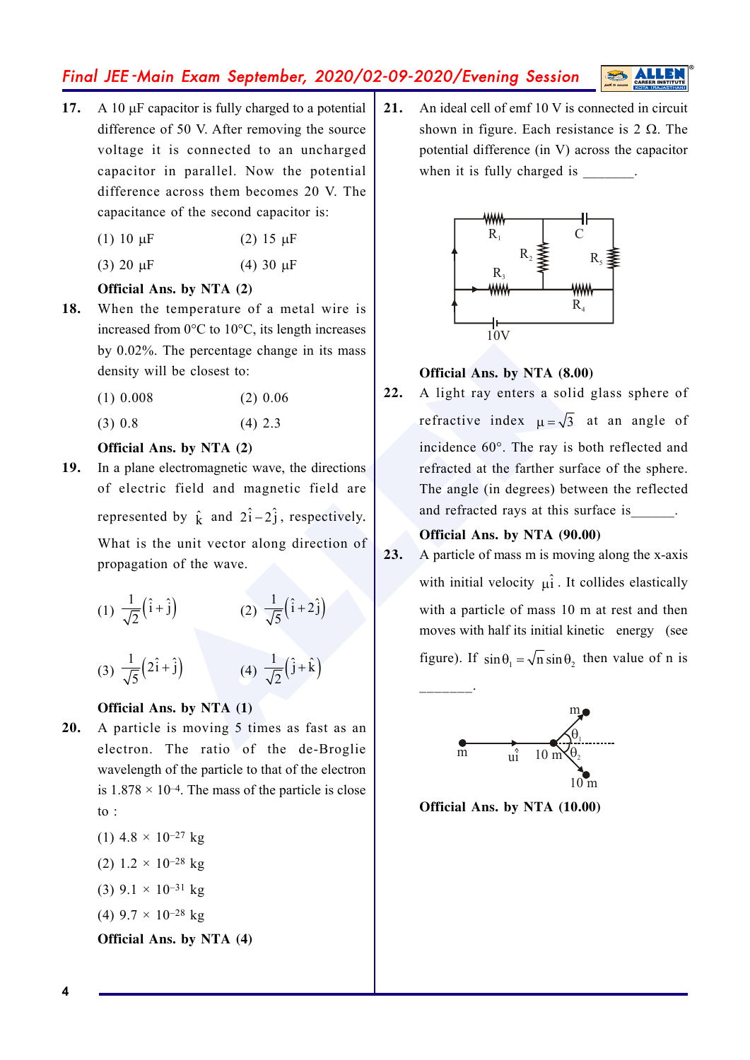**17.** A 10 μF capacitor is fully charged to a potential difference of 50 V. After removing the source voltage it is connected to an uncharged capacitor in parallel. Now the potential difference across them becomes 20 V. The capacitance of the second capacitor is:

(1) 10 μF (2) 15 μF

(3) 20 μF (4) 30 μF

**Official Ans. by NTA (2)**

**18.** When the temperature of a metal wire is increased from 0°C to 10°C, its length increases by 0.02%. The percentage change in its mass density will be closest to:

(1) 0.008 (2) 0.06

(3) 0.8 (4) 2.3

**Official Ans. by NTA (2)**

**19.** In a plane electromagnetic wave, the directions of electric field and magnetic field are represented by $\hat{k}$ and $2\hat{i}-2\hat{j}$, respectively. What is the unit vector along direction of propagation of the wave.

(1) $\frac{1}{\sqrt{2}}(\hat{i}+\hat{j})$ (2) $\frac{1}{\sqrt{5}}(\hat{i}+2\hat{j})$

(3) $\frac{1}{\sqrt{5}}(2\hat{i}+\hat{j})$ (4) $\frac{1}{\sqrt{2}}(\hat{j}+\hat{k})$

**Official Ans. by NTA (1)**

**20.** A particle is moving 5 times as fast as an electron. The ratio of the de-Broglie wavelength of the particle to that of the electron is $1.878 \times 10^{-4}$. The mass of the particle is close to :

(1) $4.8 \times 10^{-27}$ kg

(2) $1.2 \times 10^{-28}$ kg

(3) $9.1 \times 10^{-31}$ kg

(4) $9.7 \times 10^{-28}$ kg

**Official Ans. by NTA (4)**

**21.** An ideal cell of emf 10 V is connected in circuit shown in figure. Each resistance is 2 Ω. The potential difference (in V) across the capacitor when it is fully charged is _______.

**Official Ans. by NTA (8.00)**

**22.** A light ray enters a solid glass sphere of refractive index $\mu = \sqrt{3}$ at an angle of incidence 60°. The ray is both reflected and refracted at the farther surface of the sphere. The angle (in degrees) between the reflected and refracted rays at this surface is______.

**Official Ans. by NTA (90.00)**

**23.** A particle of mass m is moving along the x-axis with initial velocity $u\hat{i}$. It collides elastically with a particle of mass 10 m at rest and then moves with half its initial kinetic energy (see figure). If $\sin\theta_1 = \sqrt{n}\sin\theta_2$ then value of n is _______.

**Official Ans. by NTA (10.00)**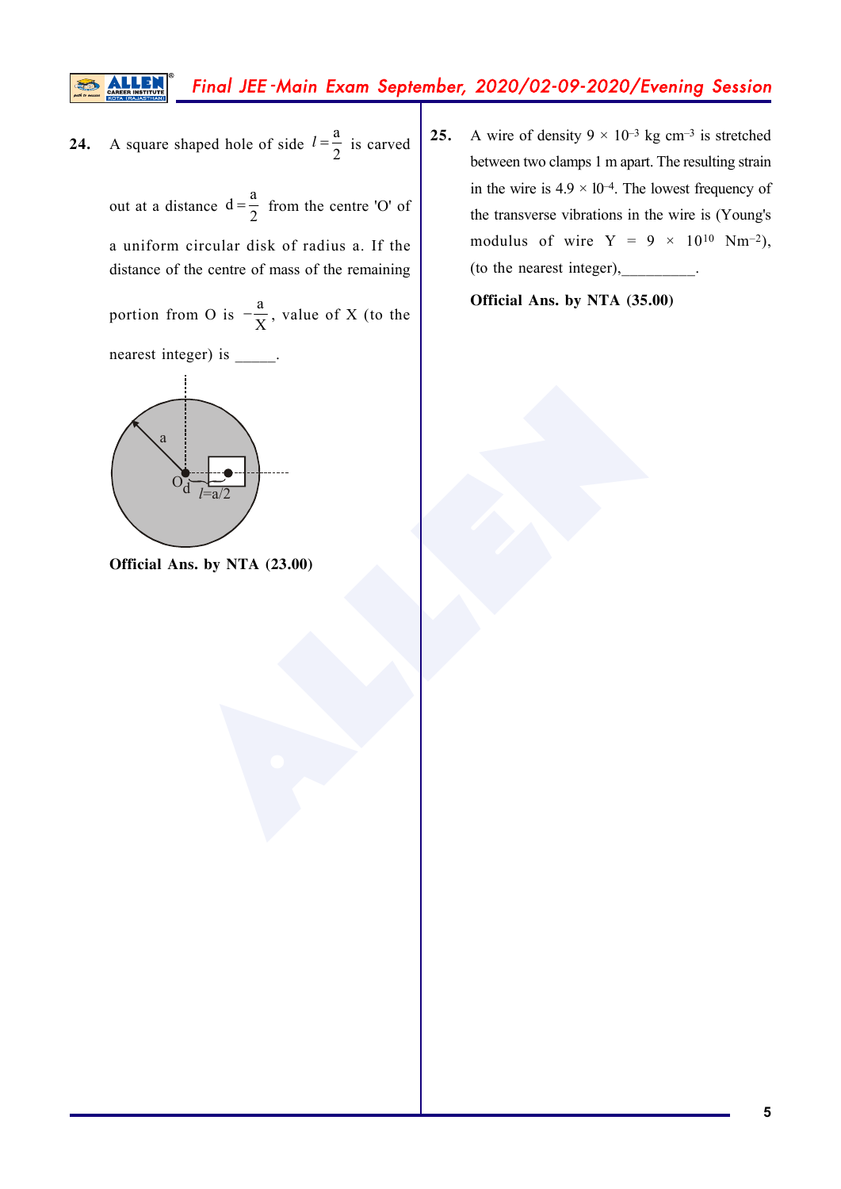**24.** A square shaped hole of side $l = \frac{a}{2}$ is carved out at a distance $d = \frac{a}{2}$ from the centre 'O' of a uniform circular disk of radius a. If the distance of the centre of mass of the remaining portion from O is $-\frac{a}{X}$, value of X (to the nearest integer) is _____.

a

O

d

$l$=a/2

**Official Ans. by NTA (23.00)**

**25.** A wire of density $9 \times 10^{-3}$ kg cm$^{-3}$ is stretched between two clamps 1 m apart. The resulting strain in the wire is $4.9 \times 10^{-4}$. The lowest frequency of the transverse vibrations in the wire is (Young's modulus of wire $Y = 9 \times 10^{10}$ Nm$^{-2}$), (to the nearest integer),_________.

**Official Ans. by NTA (35.00)**